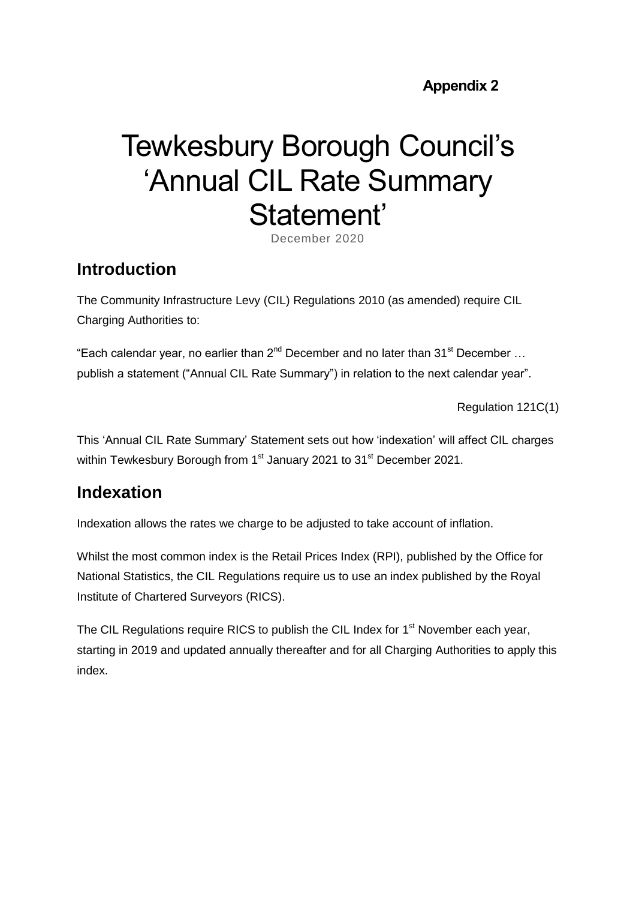**Appendix 2**

# Tewkesbury Borough Council's 'Annual CIL Rate Summary Statement'

December 2020

## Introduction

The Community Infrastructure Levy (CIL) Regulations 2010 (as amended) require CIL Charging Authorities to:

"Each calendar year, no earlier than 2nd December and no later than 31st December … publish a statement ("Annual CIL Rate Summary") in relation to the next calendar year".

Regulation 121C(1)

This 'Annual CIL Rate Summary' Statement sets out how 'indexation' will affect CIL charges within Tewkesbury Borough from 1st January 2021 to 31st December 2021.

## Indexation

Indexation allows the rates we charge to be adjusted to take account of inflation.

Whilst the most common index is the Retail Prices Index (RPI), published by the Office for National Statistics, the CIL Regulations require us to use an index published by the Royal Institute of Chartered Surveyors (RICS).

The CIL Regulations require RICS to publish the CIL Index for 1st November each year, starting in 2019 and updated annually thereafter and for all Charging Authorities to apply this index.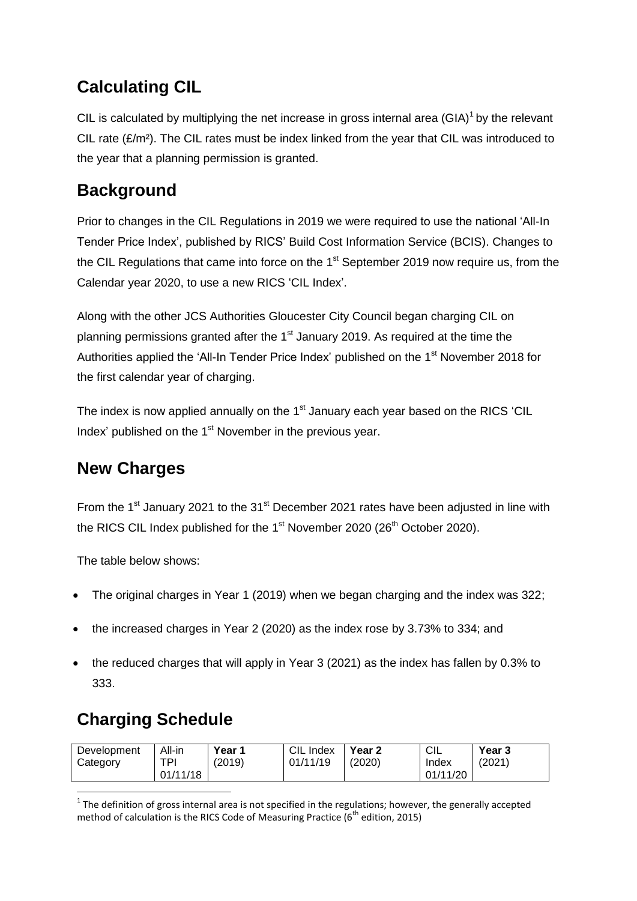## Calculating CIL

CIL is calculated by multiplying the net increase in gross internal area (GIA)[1] by the relevant CIL rate (£/m²). The CIL rates must be index linked from the year that CIL was introduced to the year that a planning permission is granted.

## Background

Prior to changes in the CIL Regulations in 2019 we were required to use the national 'All-In Tender Price Index', published by RICS' Build Cost Information Service (BCIS). Changes to the CIL Regulations that came into force on the 1st September 2019 now require us, from the Calendar year 2020, to use a new RICS 'CIL Index'.

Along with the other JCS Authorities Gloucester City Council began charging CIL on planning permissions granted after the 1st January 2019. As required at the time the Authorities applied the 'All-In Tender Price Index' published on the 1st November 2018 for the first calendar year of charging.

The index is now applied annually on the 1st January each year based on the RICS 'CIL Index' published on the 1st November in the previous year.

## New Charges

From the 1st January 2021 to the 31st December 2021 rates have been adjusted in line with the RICS CIL Index published for the 1st November 2020 (26th October 2020).

The table below shows:

- The original charges in Year 1 (2019) when we began charging and the index was 322;
- the increased charges in Year 2 (2020) as the index rose by 3.73% to 334; and
- the reduced charges that will apply in Year 3 (2021) as the index has fallen by 0.3% to 333.

## Charging Schedule

| Development Category | All-in TPI 01/11/18 | **Year 1** (2019) | CIL Index 01/11/19 | **Year 2** (2020) | CIL Index 01/11/20 | **Year 3** (2021) |
|---|---|---|---|---|---|---|

[1] The definition of gross internal area is not specified in the regulations; however, the generally accepted method of calculation is the RICS Code of Measuring Practice (6th edition, 2015)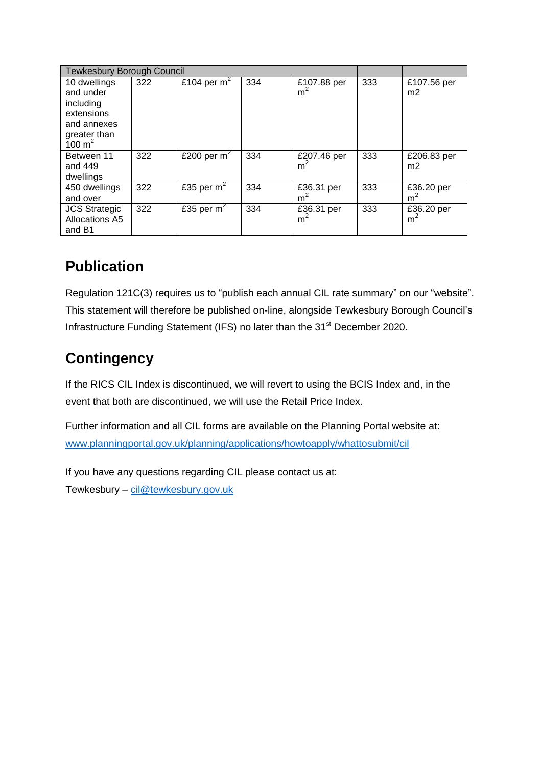| Tewkesbury Borough Council | | | | | | |
|---|---|---|---|---|---|---|
| 10 dwellings and under including extensions and annexes greater than 100 $m^2$ | 322 | £104 per $m^2$ | 334 | £107.88 per $m^2$ | 333 | £107.56 per m2 |
| Between 11 and 449 dwellings | 322 | £200 per $m^2$ | 334 | £207.46 per $m^2$ | 333 | £206.83 per m2 |
| 450 dwellings and over | 322 | £35 per $m^2$ | 334 | £36.31 per $m^2$ | 333 | £36.20 per $m^2$ |
| JCS Strategic Allocations A5 and B1 | 322 | £35 per $m^2$ | 334 | £36.31 per $m^2$ | 333 | £36.20 per $m^2$ |

## Publication

Regulation 121C(3) requires us to "publish each annual CIL rate summary" on our "website". This statement will therefore be published on-line, alongside Tewkesbury Borough Council's Infrastructure Funding Statement (IFS) no later than the 31st December 2020.

## Contingency

If the RICS CIL Index is discontinued, we will revert to using the BCIS Index and, in the event that both are discontinued, we will use the Retail Price Index.

Further information and all CIL forms are available on the Planning Portal website at: www.planningportal.gov.uk/planning/applications/howtoapply/whattosubmit/cil

If you have any questions regarding CIL please contact us at:
Tewkesbury – cil@tewkesbury.gov.uk